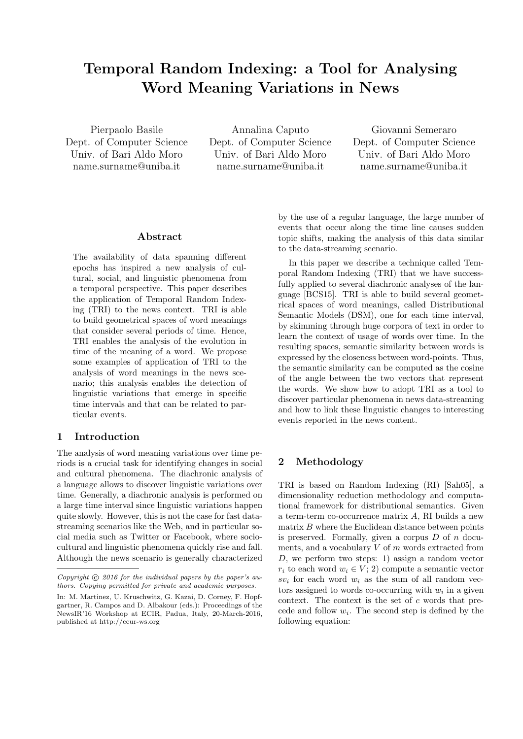# Temporal Random Indexing: a Tool for Analysing Word Meaning Variations in News

Pierpaolo Basile
Dept. of Computer Science
Univ. of Bari Aldo Moro
name.surname@uniba.it

Annalina Caputo
Dept. of Computer Science
Univ. of Bari Aldo Moro
name.surname@uniba.it

Giovanni Semeraro
Dept. of Computer Science
Univ. of Bari Aldo Moro
name.surname@uniba.it

## Abstract

The availability of data spanning different epochs has inspired a new analysis of cultural, social, and linguistic phenomena from a temporal perspective. This paper describes the application of Temporal Random Indexing (TRI) to the news context. TRI is able to build geometrical spaces of word meanings that consider several periods of time. Hence, TRI enables the analysis of the evolution in time of the meaning of a word. We propose some examples of application of TRI to the analysis of word meanings in the news scenario; this analysis enables the detection of linguistic variations that emerge in specific time intervals and that can be related to particular events.

## 1 Introduction

The analysis of word meaning variations over time periods is a crucial task for identifying changes in social and cultural phenomena. The diachronic analysis of a language allows to discover linguistic variations over time. Generally, a diachronic analysis is performed on a large time interval since linguistic variations happen quite slowly. However, this is not the case for fast data-streaming scenarios like the Web, and in particular social media such as Twitter or Facebook, where socio-cultural and linguistic phenomena quickly rise and fall. Although the news scenario is generally characterized by the use of a regular language, the large number of events that occur along the time line causes sudden topic shifts, making the analysis of this data similar to the data-streaming scenario.

In this paper we describe a technique called Temporal Random Indexing (TRI) that we have successfully applied to several diachronic analyses of the language [BCS15]. TRI is able to build several geometrical spaces of word meanings, called Distributional Semantic Models (DSM), one for each time interval, by skimming through huge corpora of text in order to learn the context of usage of words over time. In the resulting spaces, semantic similarity between words is expressed by the closeness between word-points. Thus, the semantic similarity can be computed as the cosine of the angle between the two vectors that represent the words. We show how to adopt TRI as a tool to discover particular phenomena in news data-streaming and how to link these linguistic changes to interesting events reported in the news content.

*Copyright © 2016 for the individual papers by the paper's authors. Copying permitted for private and academic purposes.*

In: M. Martinez, U. Kruschwitz, G. Kazai, D. Corney, F. Hopfgartner, R. Campos and D. Albakour (eds.): Proceedings of the NewsIR'16 Workshop at ECIR, Padua, Italy, 20-March-2016, published at http://ceur-ws.org

## 2 Methodology

TRI is based on Random Indexing (RI) [Sah05], a dimensionality reduction methodology and computational framework for distributional semantics. Given a term-term co-occurrence matrix $A$, RI builds a new matrix $B$ where the Euclidean distance between points is preserved. Formally, given a corpus $D$ of $n$ documents, and a vocabulary $V$ of $m$ words extracted from $D$, we perform two steps: 1) assign a random vector $r_i$ to each word $w_i \in V$; 2) compute a semantic vector $sv_i$ for each word $w_i$ as the sum of all random vectors assigned to words co-occurring with $w_i$ in a given context. The context is the set of $c$ words that precede and follow $w_i$. The second step is defined by the following equation: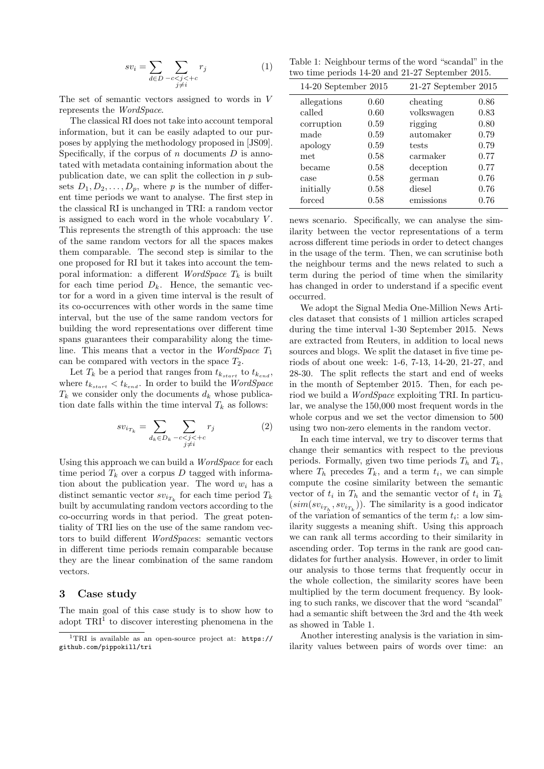$$sv_i = \sum_{d \in D} \sum_{\substack{-c < j < +c \\ j \neq i}} r_j \tag{1}$$

The set of semantic vectors assigned to words in $V$ represents the *WordSpace*.

The classical RI does not take into account temporal information, but it can be easily adapted to our purposes by applying the methodology proposed in [JS09]. Specifically, if the corpus of $n$ documents $D$ is annotated with metadata containing information about the publication date, we can split the collection in $p$ subsets $D_1, D_2, \ldots, D_p$, where $p$ is the number of different time periods we want to analyse. The first step in the classical RI is unchanged in TRI: a random vector is assigned to each word in the whole vocabulary $V$. This represents the strength of this approach: the use of the same random vectors for all the spaces makes them comparable. The second step is similar to the one proposed for RI but it takes into account the temporal information: a different *WordSpace* $T_k$ is built for each time period $D_k$. Hence, the semantic vector for a word in a given time interval is the result of its co-occurrences with other words in the same time interval, but the use of the same random vectors for building the word representations over different time spans guarantees their comparability along the timeline. This means that a vector in the *WordSpace* $T_1$ can be compared with vectors in the space $T_2$.

Let $T_k$ be a period that ranges from $t_{k_{start}}$ to $t_{k_{end}}$, where $t_{k_{start}} < t_{k_{end}}$. In order to build the *WordSpace* $T_k$ we consider only the documents $d_k$ whose publication date falls within the time interval $T_k$ as follows:

$$sv_{i_{T_k}} = \sum_{d_k \in D_k} \sum_{\substack{-c < j < +c \\ j \neq i}} r_j \tag{2}$$

Using this approach we can build a *WordSpace* for each time period $T_k$ over a corpus $D$ tagged with information about the publication year. The word $w_i$ has a distinct semantic vector $sv_{i_{T_k}}$ for each time period $T_k$ built by accumulating random vectors according to the co-occurring words in that period. The great potentiality of TRI lies on the use of the same random vectors to build different *WordSpace*s: semantic vectors in different time periods remain comparable because they are the linear combination of the same random vectors.

## 3 Case study

The main goal of this case study is to show how to adopt TRI[1] to discover interesting phenomena in the news scenario. Specifically, we can analyse the similarity between the vector representations of a term across different time periods in order to detect changes in the usage of the term. Then, we can scrutinise both the neighbour terms and the news related to such a term during the period of time when the similarity has changed in order to understand if a specific event occurred.

[1] TRI is available as an open-source project at: https://github.com/pippokill/tri

Table 1: Neighbour terms of the word "scandal" in the two time periods 14-20 and 21-27 September 2015.

| 14-20 September 2015 | | 21-27 September 2015 | |
|---|---|---|---|
| allegations | 0.60 | cheating | 0.86 |
| called | 0.60 | volkswagen | 0.83 |
| corruption | 0.59 | rigging | 0.80 |
| made | 0.59 | automaker | 0.79 |
| apology | 0.59 | tests | 0.79 |
| met | 0.58 | carmaker | 0.77 |
| became | 0.58 | deception | 0.77 |
| case | 0.58 | german | 0.76 |
| initially | 0.58 | diesel | 0.76 |
| forced | 0.58 | emissions | 0.76 |

We adopt the Signal Media One-Million News Articles dataset that consists of 1 million articles scraped during the time interval 1-30 September 2015. News are extracted from Reuters, in addition to local news sources and blogs. We split the dataset in five time periods of about one week: 1-6, 7-13, 14-20, 21-27, and 28-30. The split reflects the start and end of weeks in the month of September 2015. Then, for each period we build a *WordSpace* exploiting TRI. In particular, we analyse the 150,000 most frequent words in the whole corpus and we set the vector dimension to 500 using two non-zero elements in the random vector.

In each time interval, we try to discover terms that change their semantics with respect to the previous periods. Formally, given two time periods $T_h$ and $T_k$, where $T_h$ precedes $T_k$, and a term $t_i$, we can simple compute the cosine similarity between the semantic vector of $t_i$ in $T_h$ and the semantic vector of $t_i$ in $T_k$ ($sim(sv_{i_{T_h}}, sv_{i_{T_k}})$). The similarity is a good indicator of the variation of semantics of the term $t_i$: a low similarity suggests a meaning shift. Using this approach we can rank all terms according to their similarity in ascending order. Top terms in the rank are good candidates for further analysis. However, in order to limit our analysis to those terms that frequently occur in the whole collection, the similarity scores have been multiplied by the term document frequency. By looking to such ranks, we discover that the word "scandal" had a semantic shift between the 3rd and the 4th week as showed in Table 1.

Another interesting analysis is the variation in similarity values between pairs of words over time: an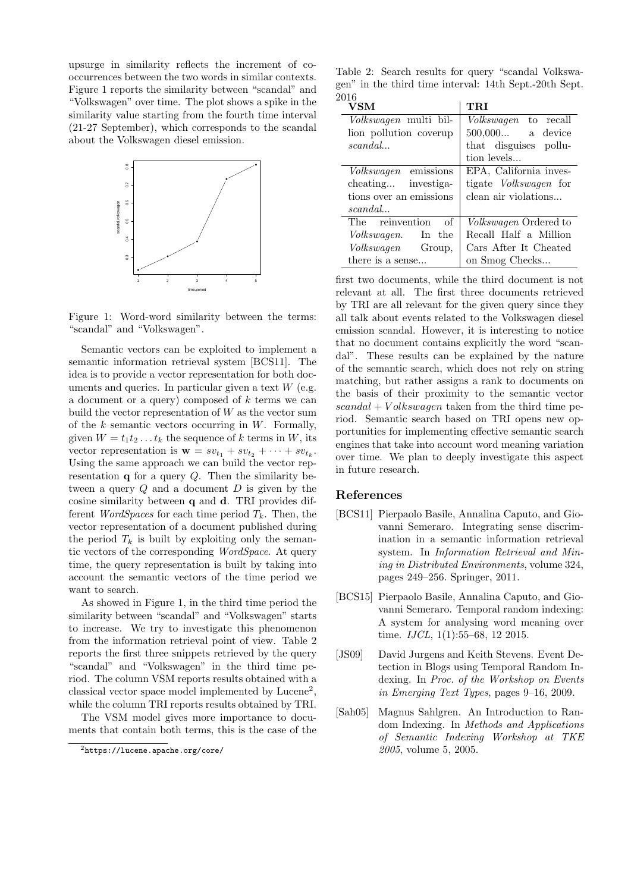upsurge in similarity reflects the increment of co-occurrences between the two words in similar contexts. Figure 1 reports the similarity between "scandal" and "Volkswagen" over time. The plot shows a spike in the similarity value starting from the fourth time interval (21-27 September), which corresponds to the scandal about the Volkswagen diesel emission.

scandal.volkswagen
0.3
0.4
0.5
0.6
0.7
0.8
1
2
3
4
5
time.period

Figure 1: Word-word similarity between the terms: "scandal" and "Volkswagen".

Semantic vectors can be exploited to implement a semantic information retrieval system [BCS11]. The idea is to provide a vector representation for both documents and queries. In particular given a text $W$ (e.g. a document or a query) composed of $k$ terms we can build the vector representation of $W$ as the vector sum of the $k$ semantic vectors occurring in $W$. Formally, given $W = t_1 t_2 \dots t_k$ the sequence of $k$ terms in $W$, its vector representation is $\mathbf{w} = sv_{t_1} + sv_{t_2} + \cdots + sv_{t_k}$. Using the same approach we can build the vector representation $\mathbf{q}$ for a query $Q$. Then the similarity between a query $Q$ and a document $D$ is given by the cosine similarity between $\mathbf{q}$ and $\mathbf{d}$. TRI provides different *WordSpaces* for each time period $T_k$. Then, the vector representation of a document published during the period $T_k$ is built by exploiting only the semantic vectors of the corresponding *WordSpace*. At query time, the query representation is built by taking into account the semantic vectors of the time period we want to search.

As showed in Figure 1, in the third time period the similarity between "scandal" and "Volkswagen" starts to increase. We try to investigate this phenomenon from the information retrieval point of view. Table 2 reports the first three snippets retrieved by the query "scandal" and "Volkswagen" in the third time period. The column VSM reports results obtained with a classical vector space model implemented by Lucene[2], while the column TRI reports results obtained by TRI.

The VSM model gives more importance to documents that contain both terms, this is the case of the first two documents, while the third document is not relevant at all. The first three documents retrieved by TRI are all relevant for the given query since they all talk about events related to the Volkswagen diesel emission scandal. However, it is interesting to notice that no document contains explicitly the word "scandal". These results can be explained by the nature of the semantic search, which does not rely on string matching, but rather assigns a rank to documents on the basis of their proximity to the semantic vector $scandal + Volkswagen$ taken from the third time period. Semantic search based on TRI opens new opportunities for implementing effective semantic search engines that take into account word meaning variation over time. We plan to deeply investigate this aspect in future research.

Table 2: Search results for query "scandal Volkswagen" in the third time interval: 14th Sept.-20th Sept. 2016

| VSM | TRI |
|---|---|
| *Volkswagen* multi billion pollution coverup *scandal*... | *Volkswagen* to recall 500,000... a device that disguises pollution levels... |
| *Volkswagen* emissions cheating... investigations over an emissions *scandal*... | EPA, California investigate *Volkswagen* for clean air violations... |
| The reinvention of *Volkswagen*. In the *Volkswagen* Group, there is a sense... | *Volkswagen* Ordered to Recall Half a Million Cars After It Cheated on Smog Checks... |

[2] https://lucene.apache.org/core/

## References

[BCS11] Pierpaolo Basile, Annalina Caputo, and Giovanni Semeraro. Integrating sense discrimination in a semantic information retrieval system. In *Information Retrieval and Mining in Distributed Environments*, volume 324, pages 249–256. Springer, 2011.

[BCS15] Pierpaolo Basile, Annalina Caputo, and Giovanni Semeraro. Temporal random indexing: A system for analysing word meaning over time. *IJCL*, 1(1):55–68, 12 2015.

[JS09] David Jurgens and Keith Stevens. Event Detection in Blogs using Temporal Random Indexing. In *Proc. of the Workshop on Events in Emerging Text Types*, pages 9–16, 2009.

[Sah05] Magnus Sahlgren. An Introduction to Random Indexing. In *Methods and Applications of Semantic Indexing Workshop at TKE 2005*, volume 5, 2005.